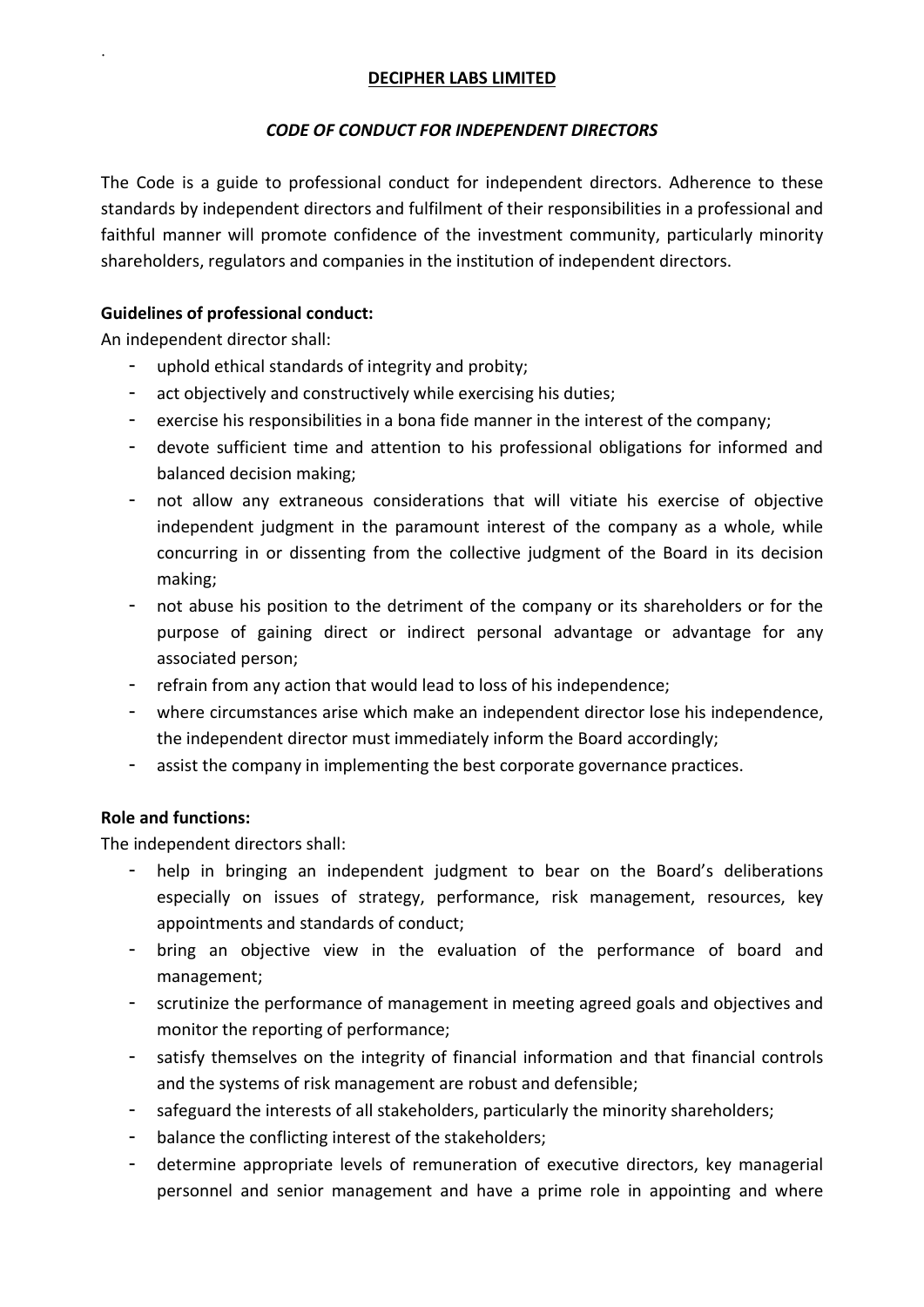# DECIPHER LABS LIMITED

## *CODE OF CONDUCT FOR INDEPENDENT DIRECTORS*

The Code is a guide to professional conduct for independent directors. Adherence to these standards by independent directors and fulfilment of their responsibilities in a professional and faithful manner will promote confidence of the investment community, particularly minority shareholders, regulators and companies in the institution of independent directors.

**Guidelines of professional conduct:**

An independent director shall:

- uphold ethical standards of integrity and probity;
- act objectively and constructively while exercising his duties;
- exercise his responsibilities in a bona fide manner in the interest of the company;
- devote sufficient time and attention to his professional obligations for informed and balanced decision making;
- not allow any extraneous considerations that will vitiate his exercise of objective independent judgment in the paramount interest of the company as a whole, while concurring in or dissenting from the collective judgment of the Board in its decision making;
- not abuse his position to the detriment of the company or its shareholders or for the purpose of gaining direct or indirect personal advantage or advantage for any associated person;
- refrain from any action that would lead to loss of his independence;
- where circumstances arise which make an independent director lose his independence, the independent director must immediately inform the Board accordingly;
- assist the company in implementing the best corporate governance practices.

**Role and functions:**

The independent directors shall:

- help in bringing an independent judgment to bear on the Board's deliberations especially on issues of strategy, performance, risk management, resources, key appointments and standards of conduct;
- bring an objective view in the evaluation of the performance of board and management;
- scrutinize the performance of management in meeting agreed goals and objectives and monitor the reporting of performance;
- satisfy themselves on the integrity of financial information and that financial controls and the systems of risk management are robust and defensible;
- safeguard the interests of all stakeholders, particularly the minority shareholders;
- balance the conflicting interest of the stakeholders;
- determine appropriate levels of remuneration of executive directors, key managerial personnel and senior management and have a prime role in appointing and where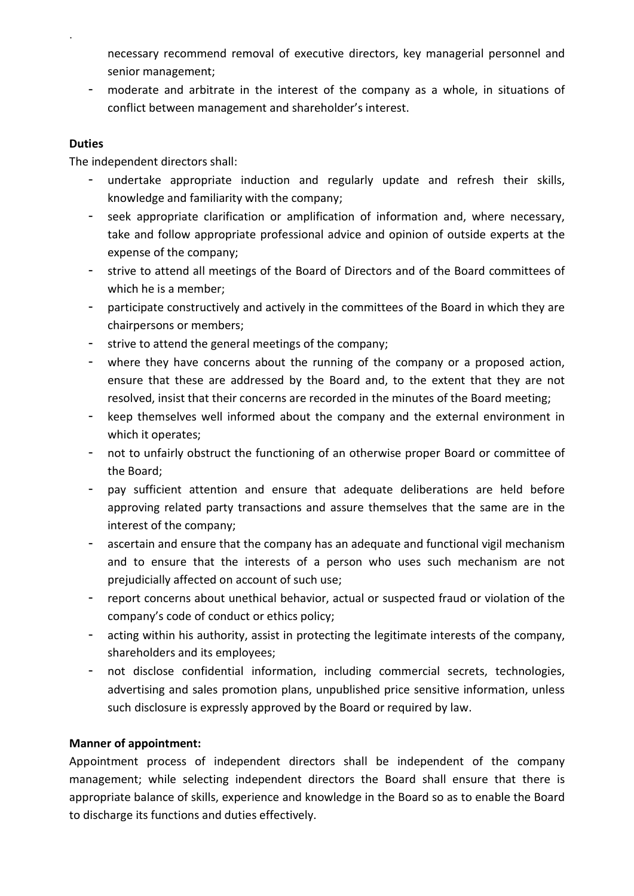- necessary recommend removal of executive directors, key managerial personnel and senior management;
- moderate and arbitrate in the interest of the company as a whole, in situations of conflict between management and shareholder's interest.

**Duties**

The independent directors shall:

- undertake appropriate induction and regularly update and refresh their skills, knowledge and familiarity with the company;
- seek appropriate clarification or amplification of information and, where necessary, take and follow appropriate professional advice and opinion of outside experts at the expense of the company;
- strive to attend all meetings of the Board of Directors and of the Board committees of which he is a member;
- participate constructively and actively in the committees of the Board in which they are chairpersons or members;
- strive to attend the general meetings of the company;
- where they have concerns about the running of the company or a proposed action, ensure that these are addressed by the Board and, to the extent that they are not resolved, insist that their concerns are recorded in the minutes of the Board meeting;
- keep themselves well informed about the company and the external environment in which it operates;
- not to unfairly obstruct the functioning of an otherwise proper Board or committee of the Board;
- pay sufficient attention and ensure that adequate deliberations are held before approving related party transactions and assure themselves that the same are in the interest of the company;
- ascertain and ensure that the company has an adequate and functional vigil mechanism and to ensure that the interests of a person who uses such mechanism are not prejudicially affected on account of such use;
- report concerns about unethical behavior, actual or suspected fraud or violation of the company's code of conduct or ethics policy;
- acting within his authority, assist in protecting the legitimate interests of the company, shareholders and its employees;
- not disclose confidential information, including commercial secrets, technologies, advertising and sales promotion plans, unpublished price sensitive information, unless such disclosure is expressly approved by the Board or required by law.

**Manner of appointment:**

Appointment process of independent directors shall be independent of the company management; while selecting independent directors the Board shall ensure that there is appropriate balance of skills, experience and knowledge in the Board so as to enable the Board to discharge its functions and duties effectively.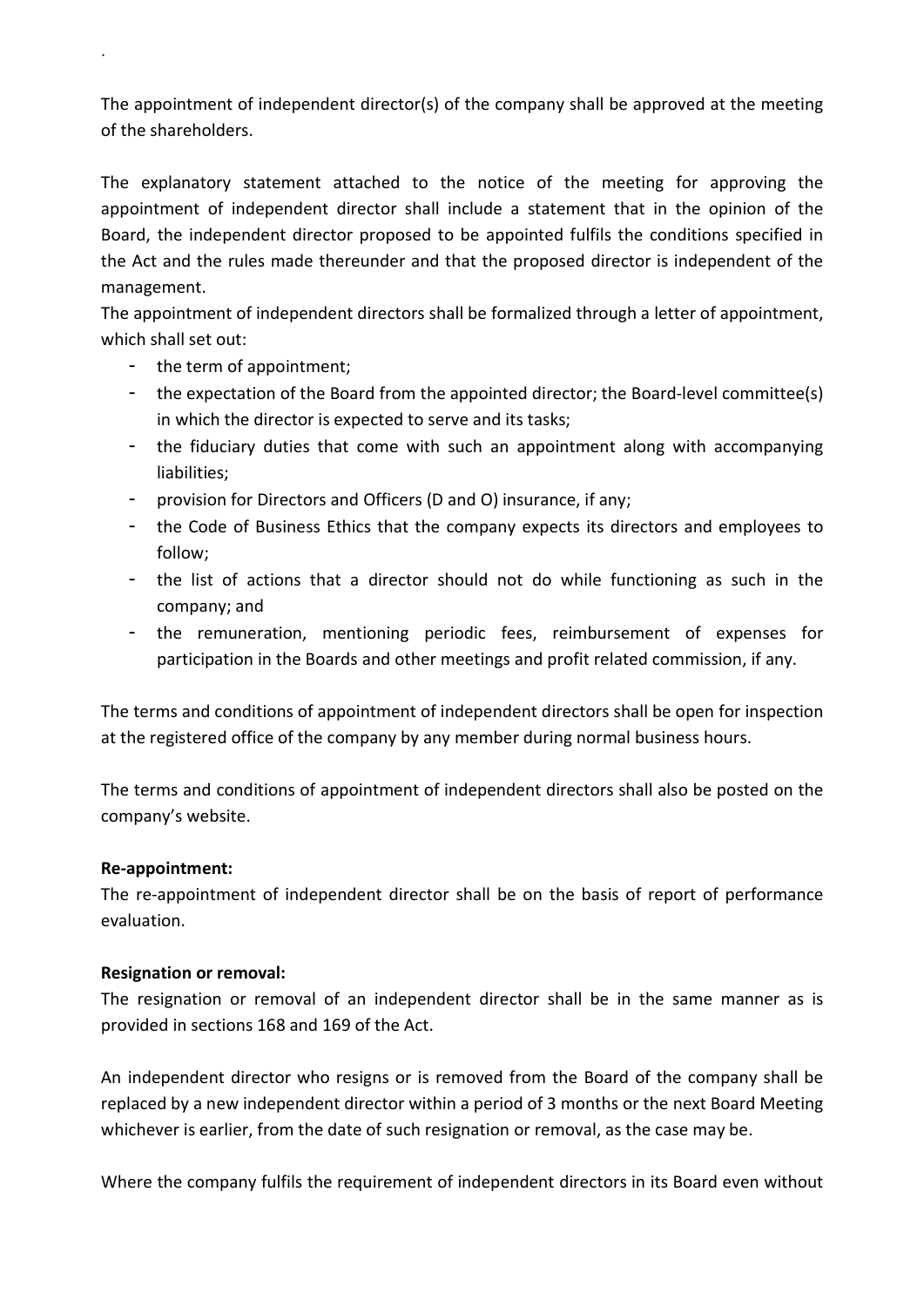The appointment of independent director(s) of the company shall be approved at the meeting of the shareholders.

The explanatory statement attached to the notice of the meeting for approving the appointment of independent director shall include a statement that in the opinion of the Board, the independent director proposed to be appointed fulfils the conditions specified in the Act and the rules made thereunder and that the proposed director is independent of the management.

The appointment of independent directors shall be formalized through a letter of appointment, which shall set out:

- the term of appointment;
- the expectation of the Board from the appointed director; the Board-level committee(s) in which the director is expected to serve and its tasks;
- the fiduciary duties that come with such an appointment along with accompanying liabilities;
- provision for Directors and Officers (D and O) insurance, if any;
- the Code of Business Ethics that the company expects its directors and employees to follow;
- the list of actions that a director should not do while functioning as such in the company; and
- the remuneration, mentioning periodic fees, reimbursement of expenses for participation in the Boards and other meetings and profit related commission, if any.

The terms and conditions of appointment of independent directors shall be open for inspection at the registered office of the company by any member during normal business hours.

The terms and conditions of appointment of independent directors shall also be posted on the company's website.

**Re-appointment:**

The re-appointment of independent director shall be on the basis of report of performance evaluation.

**Resignation or removal:**

The resignation or removal of an independent director shall be in the same manner as is provided in sections 168 and 169 of the Act.

An independent director who resigns or is removed from the Board of the company shall be replaced by a new independent director within a period of 3 months or the next Board Meeting whichever is earlier, from the date of such resignation or removal, as the case may be.

Where the company fulfils the requirement of independent directors in its Board even without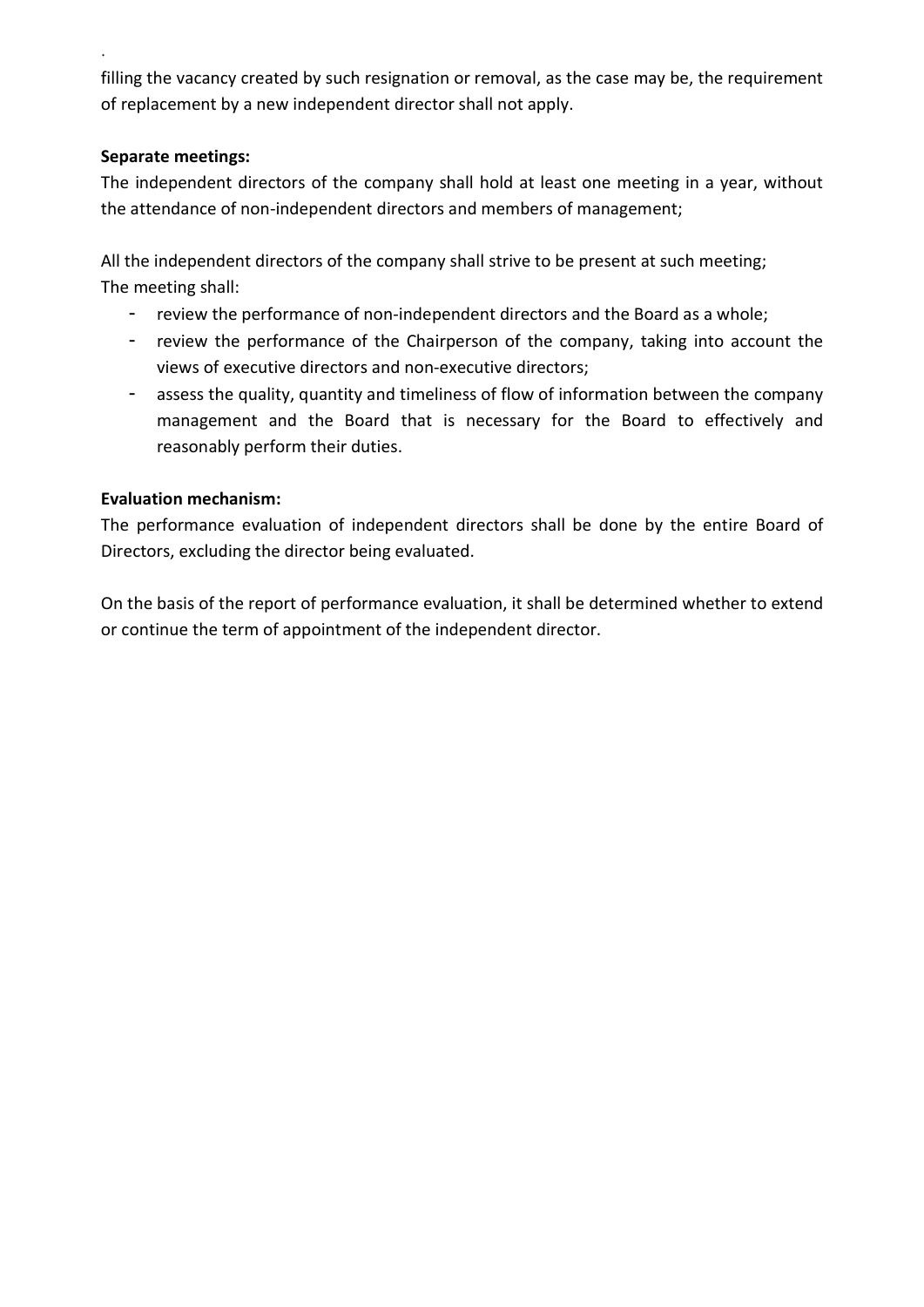filling the vacancy created by such resignation or removal, as the case may be, the requirement of replacement by a new independent director shall not apply.

**Separate meetings:**

The independent directors of the company shall hold at least one meeting in a year, without the attendance of non-independent directors and members of management;

All the independent directors of the company shall strive to be present at such meeting;
The meeting shall:

- review the performance of non-independent directors and the Board as a whole;
- review the performance of the Chairperson of the company, taking into account the views of executive directors and non-executive directors;
- assess the quality, quantity and timeliness of flow of information between the company management and the Board that is necessary for the Board to effectively and reasonably perform their duties.

**Evaluation mechanism:**

The performance evaluation of independent directors shall be done by the entire Board of Directors, excluding the director being evaluated.

On the basis of the report of performance evaluation, it shall be determined whether to extend or continue the term of appointment of the independent director.